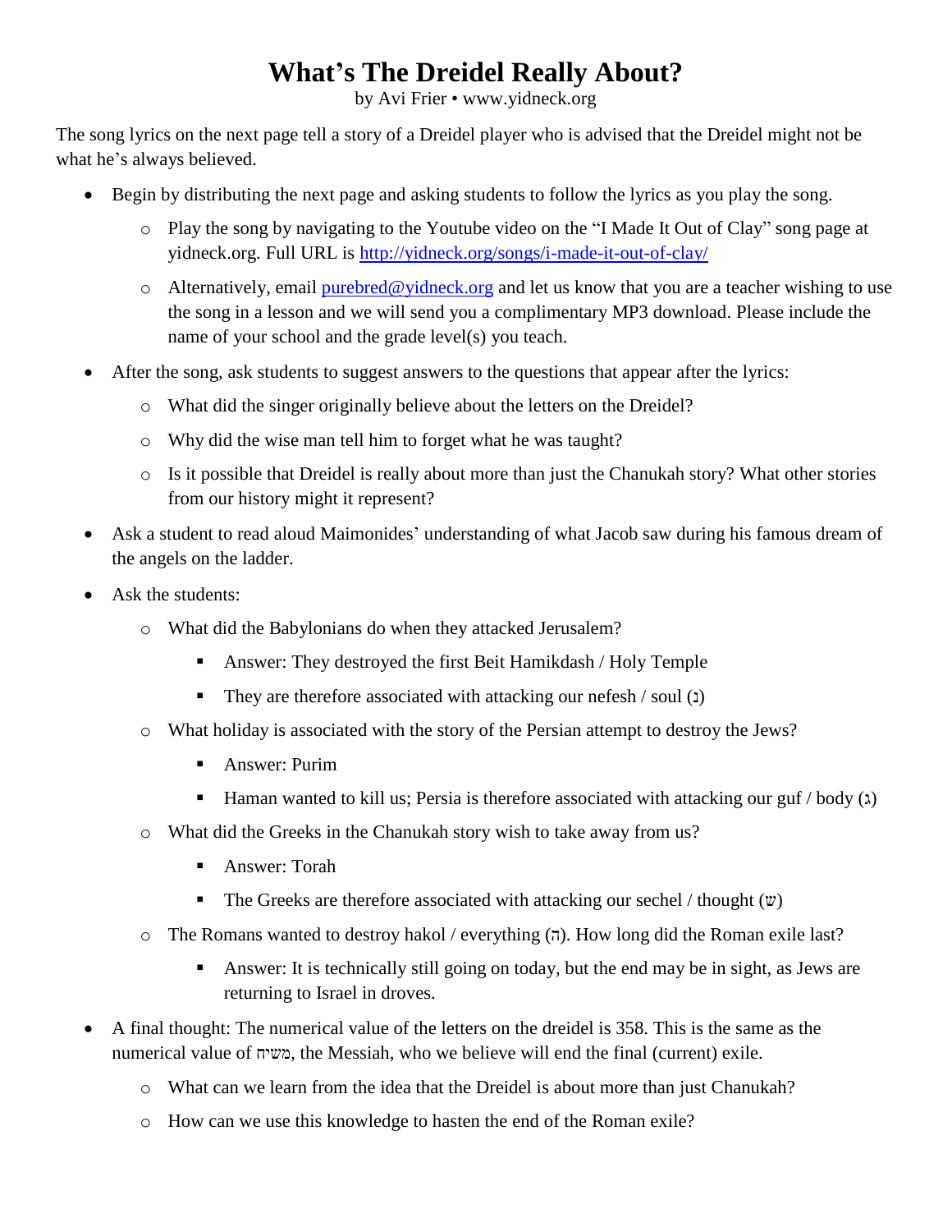# What's The Dreidel Really About?

by Avi Frier • www.yidneck.org

The song lyrics on the next page tell a story of a Dreidel player who is advised that the Dreidel might not be what he's always believed.

- Begin by distributing the next page and asking students to follow the lyrics as you play the song.
  - Play the song by navigating to the Youtube video on the "I Made It Out of Clay" song page at yidneck.org. Full URL is [http://yidneck.org/songs/i-made-it-out-of-clay/](http://yidneck.org/songs/i-made-it-out-of-clay/)
  - Alternatively, email [purebred@yidneck.org](mailto:purebred@yidneck.org) and let us know that you are a teacher wishing to use the song in a lesson and we will send you a complimentary MP3 download. Please include the name of your school and the grade level(s) you teach.
- After the song, ask students to suggest answers to the questions that appear after the lyrics:
  - What did the singer originally believe about the letters on the Dreidel?
  - Why did the wise man tell him to forget what he was taught?
  - Is it possible that Dreidel is really about more than just the Chanukah story? What other stories from our history might it represent?
- Ask a student to read aloud Maimonides' understanding of what Jacob saw during his famous dream of the angels on the ladder.
- Ask the students:
  - What did the Babylonians do when they attacked Jerusalem?
    - Answer: They destroyed the first Beit Hamikdash / Holy Temple
    - They are therefore associated with attacking our nefesh / soul (נ)
  - What holiday is associated with the story of the Persian attempt to destroy the Jews?
    - Answer: Purim
    - Haman wanted to kill us; Persia is therefore associated with attacking our guf / body (ג)
  - What did the Greeks in the Chanukah story wish to take away from us?
    - Answer: Torah
    - The Greeks are therefore associated with attacking our sechel / thought (ש)
  - The Romans wanted to destroy hakol / everything (ה). How long did the Roman exile last?
    - Answer: It is technically still going on today, but the end may be in sight, as Jews are returning to Israel in droves.
- A final thought: The numerical value of the letters on the dreidel is 358. This is the same as the numerical value of משיח, the Messiah, who we believe will end the final (current) exile.
  - What can we learn from the idea that the Dreidel is about more than just Chanukah?
  - How can we use this knowledge to hasten the end of the Roman exile?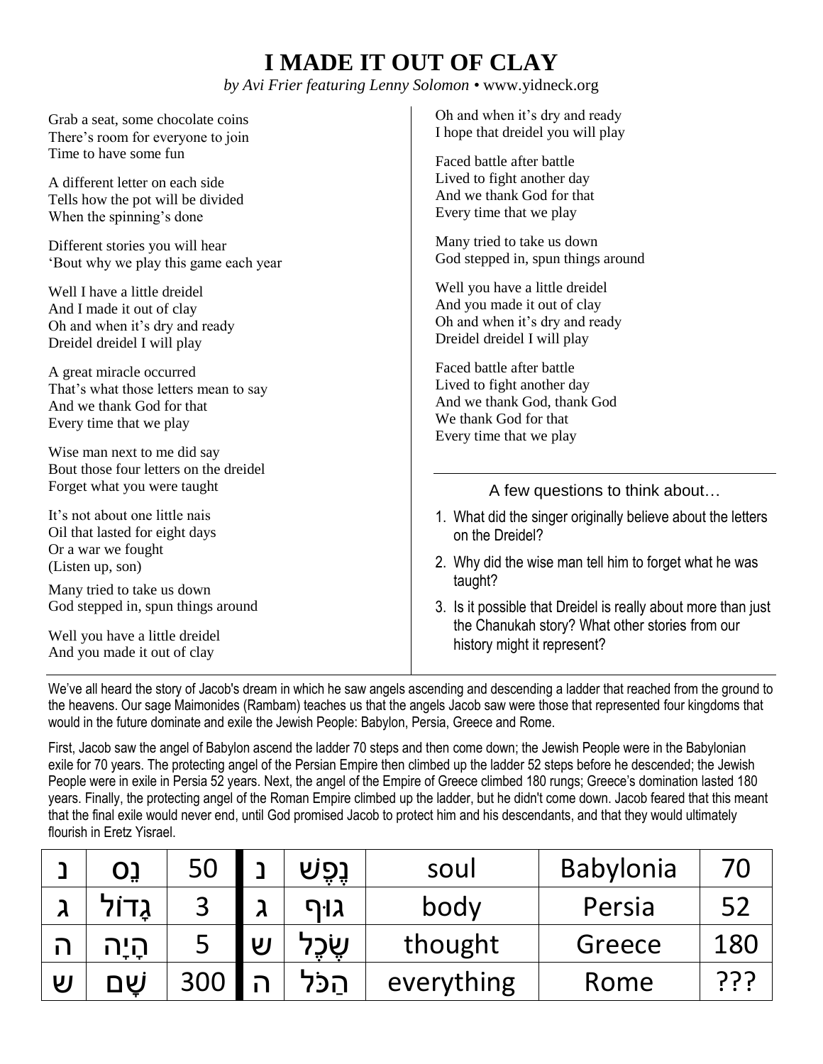# I MADE IT OUT OF CLAY

*by Avi Frier featuring Lenny Solomon* • www.yidneck.org

Grab a seat, some chocolate coins
There's room for everyone to join
Time to have some fun

A different letter on each side
Tells how the pot will be divided
When the spinning's done

Different stories you will hear
'Bout why we play this game each year

Well I have a little dreidel
And I made it out of clay
Oh and when it's dry and ready
Dreidel dreidel I will play

A great miracle occurred
That's what those letters mean to say
And we thank God for that
Every time that we play

Wise man next to me did say
Bout those four letters on the dreidel
Forget what you were taught

It's not about one little nais
Oil that lasted for eight days
Or a war we fought
(Listen up, son)

Many tried to take us down
God stepped in, spun things around

Well you have a little dreidel
And you made it out of clay
Oh and when it's dry and ready
I hope that dreidel you will play

Faced battle after battle
Lived to fight another day
And we thank God for that
Every time that we play

Many tried to take us down
God stepped in, spun things around

Well you have a little dreidel
And you made it out of clay
Oh and when it's dry and ready
Dreidel dreidel I will play

Faced battle after battle
Lived to fight another day
And we thank God, thank God
We thank God for that
Every time that we play

A few questions to think about…

1. What did the singer originally believe about the letters on the Dreidel?
2. Why did the wise man tell him to forget what he was taught?
3. Is it possible that Dreidel is really about more than just the Chanukah story? What other stories from our history might it represent?

We've all heard the story of Jacob's dream in which he saw angels ascending and descending a ladder that reached from the ground to the heavens. Our sage Maimonides (Rambam) teaches us that the angels Jacob saw were those that represented four kingdoms that would in the future dominate and exile the Jewish People: Babylon, Persia, Greece and Rome.

First, Jacob saw the angel of Babylon ascend the ladder 70 steps and then come down; the Jewish People were in the Babylonian exile for 70 years. The protecting angel of the Persian Empire then climbed up the ladder 52 steps before he descended; the Jewish People were in exile in Persia 52 years. Next, the angel of the Empire of Greece climbed 180 rungs; Greece's domination lasted 180 years. Finally, the protecting angel of the Roman Empire climbed up the ladder, but he didn't come down. Jacob feared that this meant that the final exile would never end, until God promised Jacob to protect him and his descendants, and that they would ultimately flourish in Eretz Yisrael.

| | | | | | | | |
|---|---|---|---|---|---|---|---|
| נ | נֵס | 50 | נ | נֶפֶשׁ | soul | Babylonia | 70 |
| ג | גָדוֹל | 3 | ג | גוּף | body | Persia | 52 |
| ה | הָיָה | 5 | ש | שֶׂכֶל | thought | Greece | 180 |
| ש | שָׁם | 300 | ה | הַכֹּל | everything | Rome | ??? |